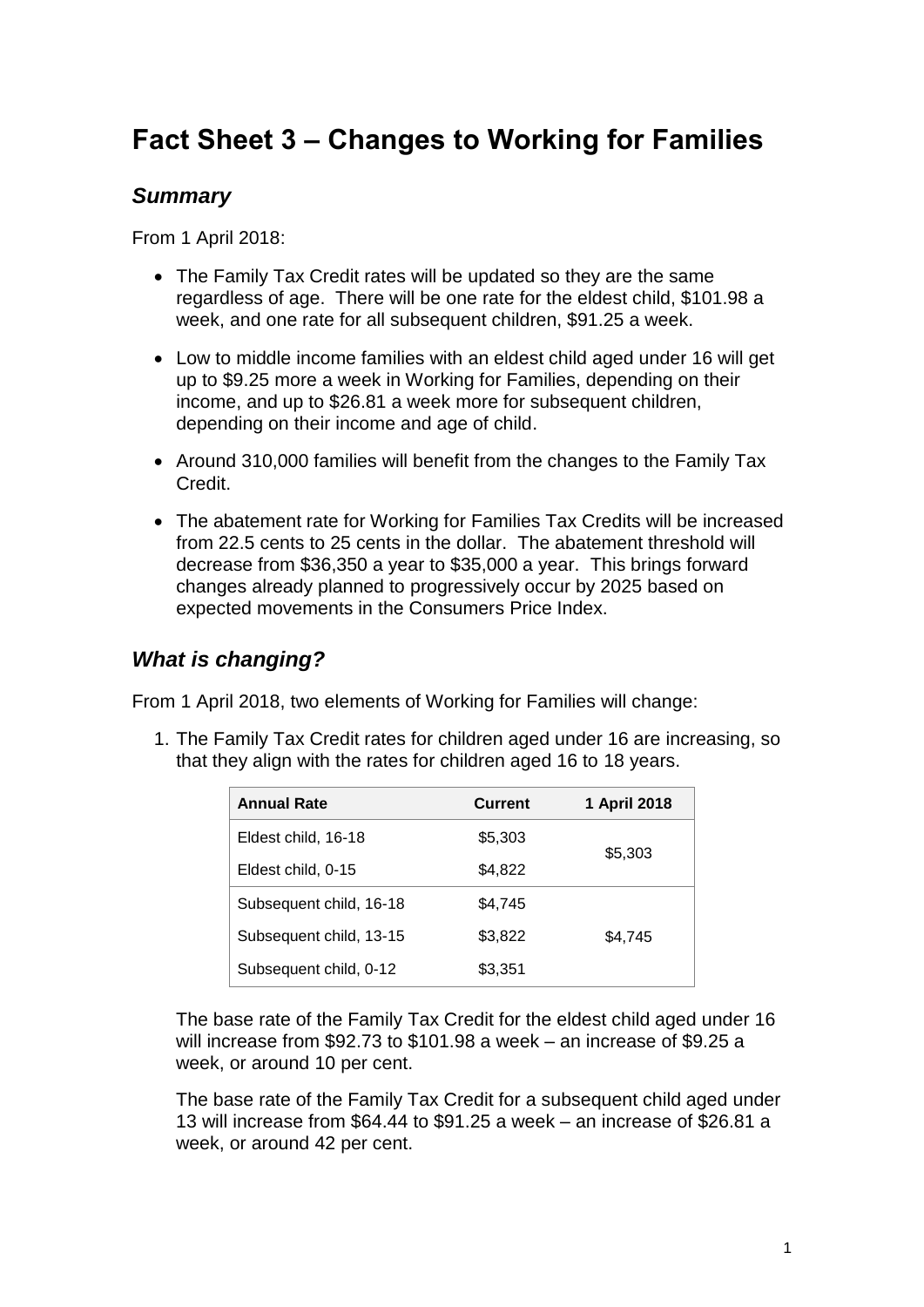# Fact Sheet 3 – Changes to Working for Families

## *Summary*

From 1 April 2018:

- The Family Tax Credit rates will be updated so they are the same regardless of age. There will be one rate for the eldest child, $101.98 a week, and one rate for all subsequent children, $91.25 a week.
- Low to middle income families with an eldest child aged under 16 will get up to $9.25 more a week in Working for Families, depending on their income, and up to $26.81 a week more for subsequent children, depending on their income and age of child.
- Around 310,000 families will benefit from the changes to the Family Tax Credit.
- The abatement rate for Working for Families Tax Credits will be increased from 22.5 cents to 25 cents in the dollar. The abatement threshold will decrease from $36,350 a year to $35,000 a year. This brings forward changes already planned to progressively occur by 2025 based on expected movements in the Consumers Price Index.

## *What is changing?*

From 1 April 2018, two elements of Working for Families will change:

1. The Family Tax Credit rates for children aged under 16 are increasing, so that they align with the rates for children aged 16 to 18 years.

| Annual Rate | Current | 1 April 2018 |
|---|---|---|
| Eldest child, 16-18 | $5,303 | $5,303 |
| Eldest child, 0-15 | $4,822 | |
| Subsequent child, 16-18 | $4,745 | $4,745 |
| Subsequent child, 13-15 | $3,822 | |
| Subsequent child, 0-12 | $3,351 | |

The base rate of the Family Tax Credit for the eldest child aged under 16 will increase from $92.73 to $101.98 a week – an increase of $9.25 a week, or around 10 per cent.

The base rate of the Family Tax Credit for a subsequent child aged under 13 will increase from $64.44 to $91.25 a week – an increase of $26.81 a week, or around 42 per cent.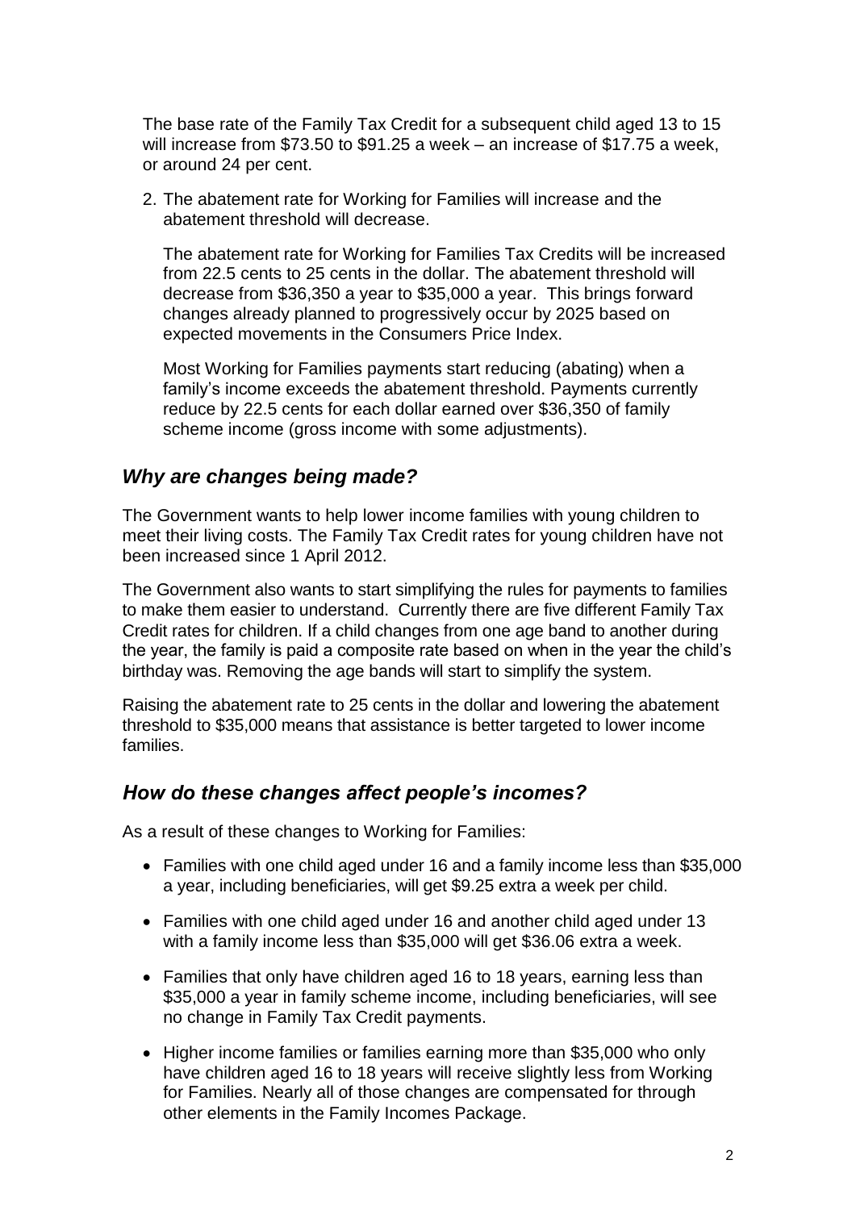The base rate of the Family Tax Credit for a subsequent child aged 13 to 15 will increase from $73.50 to $91.25 a week – an increase of $17.75 a week, or around 24 per cent.

2. The abatement rate for Working for Families will increase and the abatement threshold will decrease.

   The abatement rate for Working for Families Tax Credits will be increased from 22.5 cents to 25 cents in the dollar. The abatement threshold will decrease from $36,350 a year to $35,000 a year. This brings forward changes already planned to progressively occur by 2025 based on expected movements in the Consumers Price Index.

   Most Working for Families payments start reducing (abating) when a family's income exceeds the abatement threshold. Payments currently reduce by 22.5 cents for each dollar earned over $36,350 of family scheme income (gross income with some adjustments).

## *Why are changes being made?*

The Government wants to help lower income families with young children to meet their living costs. The Family Tax Credit rates for young children have not been increased since 1 April 2012.

The Government also wants to start simplifying the rules for payments to families to make them easier to understand. Currently there are five different Family Tax Credit rates for children. If a child changes from one age band to another during the year, the family is paid a composite rate based on when in the year the child's birthday was. Removing the age bands will start to simplify the system.

Raising the abatement rate to 25 cents in the dollar and lowering the abatement threshold to $35,000 means that assistance is better targeted to lower income families.

## *How do these changes affect people's incomes?*

As a result of these changes to Working for Families:

- Families with one child aged under 16 and a family income less than $35,000 a year, including beneficiaries, will get $9.25 extra a week per child.
- Families with one child aged under 16 and another child aged under 13 with a family income less than $35,000 will get $36.06 extra a week.
- Families that only have children aged 16 to 18 years, earning less than $35,000 a year in family scheme income, including beneficiaries, will see no change in Family Tax Credit payments.
- Higher income families or families earning more than $35,000 who only have children aged 16 to 18 years will receive slightly less from Working for Families. Nearly all of those changes are compensated for through other elements in the Family Incomes Package.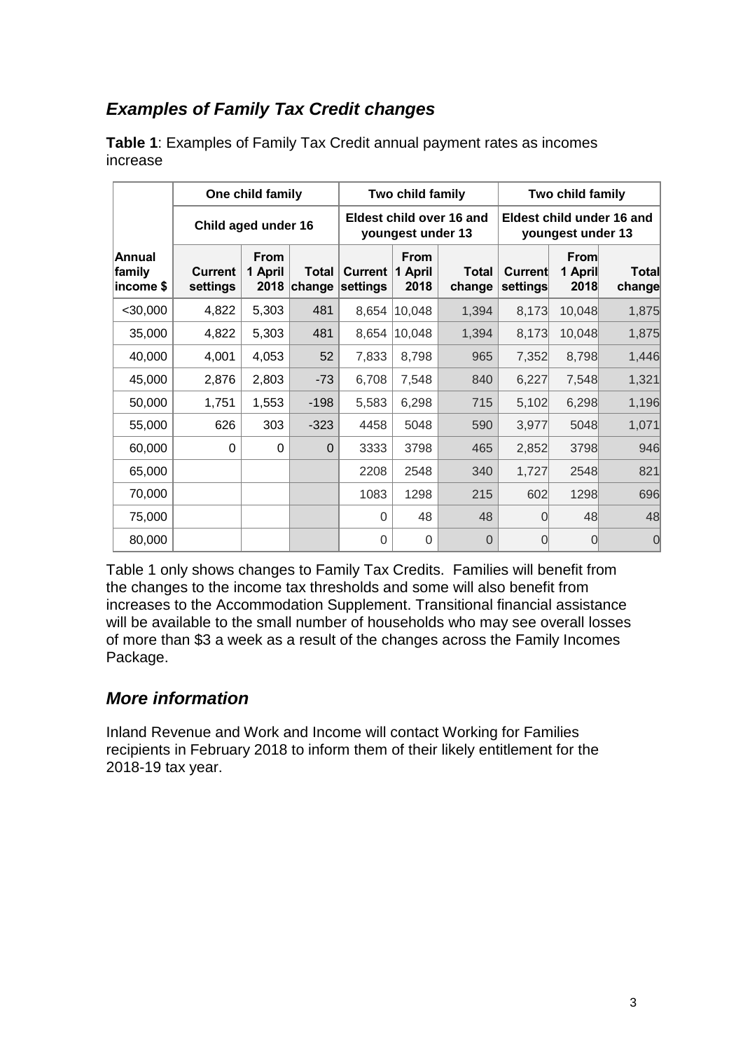## *Examples of Family Tax Credit changes*

**Table 1**: Examples of Family Tax Credit annual payment rates as incomes increase

| | One child family | | | Two child family | | | Two child family | | |
|---|---|---|---|---|---|---|---|---|---|
| | Child aged under 16 | | | Eldest child over 16 and youngest under 13 | | | Eldest child under 16 and youngest under 13 | | |
| **Annual family income $** | **Current settings** | **From 1 April 2018** | **Total change** | **Current settings** | **From 1 April 2018** | **Total change** | **Current settings** | **From 1 April 2018** | **Total change** |
| <30,000 | 4,822 | 5,303 | 481 | 8,654 | 10,048 | 1,394 | 8,173 | 10,048 | 1,875 |
| 35,000 | 4,822 | 5,303 | 481 | 8,654 | 10,048 | 1,394 | 8,173 | 10,048 | 1,875 |
| 40,000 | 4,001 | 4,053 | 52 | 7,833 | 8,798 | 965 | 7,352 | 8,798 | 1,446 |
| 45,000 | 2,876 | 2,803 | -73 | 6,708 | 7,548 | 840 | 6,227 | 7,548 | 1,321 |
| 50,000 | 1,751 | 1,553 | -198 | 5,583 | 6,298 | 715 | 5,102 | 6,298 | 1,196 |
| 55,000 | 626 | 303 | -323 | 4458 | 5048 | 590 | 3,977 | 5048 | 1,071 |
| 60,000 | 0 | 0 | 0 | 3333 | 3798 | 465 | 2,852 | 3798 | 946 |
| 65,000 | | | | 2208 | 2548 | 340 | 1,727 | 2548 | 821 |
| 70,000 | | | | 1083 | 1298 | 215 | 602 | 1298 | 696 |
| 75,000 | | | | 0 | 48 | 48 | 0 | 48 | 48 |
| 80,000 | | | | 0 | 0 | 0 | 0 | 0 | 0 |

Table 1 only shows changes to Family Tax Credits. Families will benefit from the changes to the income tax thresholds and some will also benefit from increases to the Accommodation Supplement. Transitional financial assistance will be available to the small number of households who may see overall losses of more than $3 a week as a result of the changes across the Family Incomes Package.

## *More information*

Inland Revenue and Work and Income will contact Working for Families recipients in February 2018 to inform them of their likely entitlement for the 2018-19 tax year.